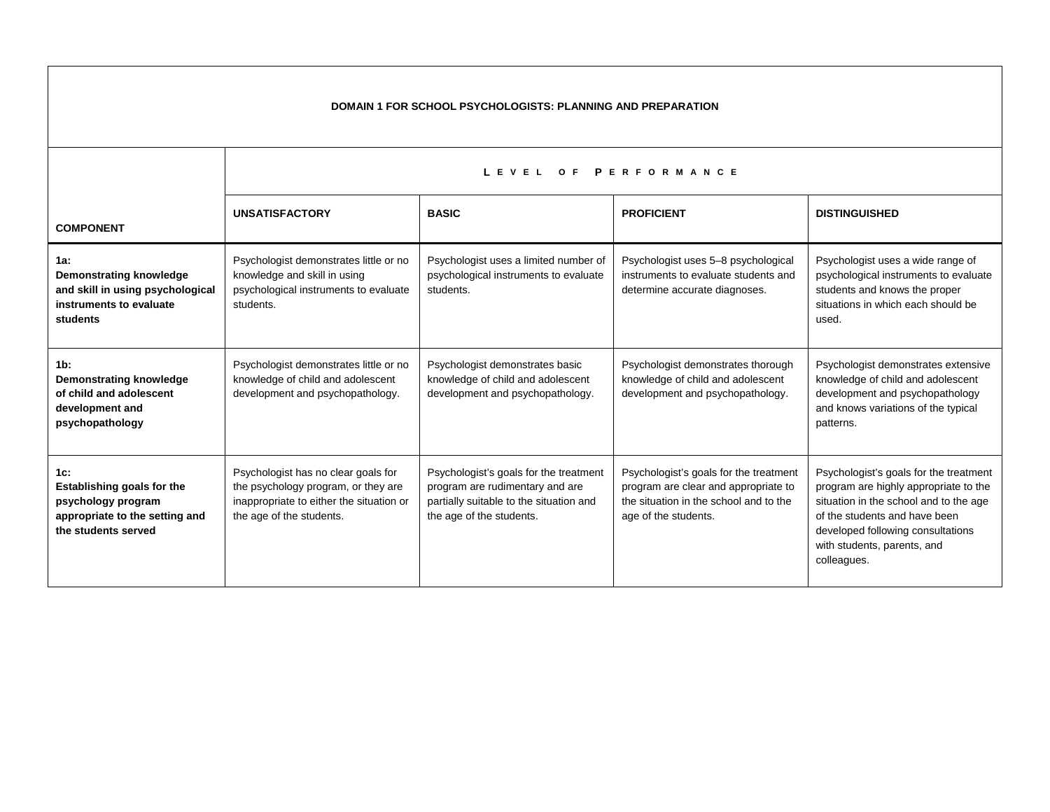# DOMAIN 1 FOR SCHOOL PSYCHOLOGISTS: PLANNING AND PREPARATION

| COMPONENT | LEVEL OF PERFORMANCE | | | |
|---|---|---|---|---|
| | **UNSATISFACTORY** | **BASIC** | **PROFICIENT** | **DISTINGUISHED** |
| **1a: Demonstrating knowledge and skill in using psychological instruments to evaluate students** | Psychologist demonstrates little or no knowledge and skill in using psychological instruments to evaluate students. | Psychologist uses a limited number of psychological instruments to evaluate students. | Psychologist uses 5–8 psychological instruments to evaluate students and determine accurate diagnoses. | Psychologist uses a wide range of psychological instruments to evaluate students and knows the proper situations in which each should be used. |
| **1b: Demonstrating knowledge of child and adolescent development and psychopathology** | Psychologist demonstrates little or no knowledge of child and adolescent development and psychopathology. | Psychologist demonstrates basic knowledge of child and adolescent development and psychopathology. | Psychologist demonstrates thorough knowledge of child and adolescent development and psychopathology. | Psychologist demonstrates extensive knowledge of child and adolescent development and psychopathology and knows variations of the typical patterns. |
| **1c: Establishing goals for the psychology program appropriate to the setting and the students served** | Psychologist has no clear goals for the psychology program, or they are inappropriate to either the situation or the age of the students. | Psychologist's goals for the treatment program are rudimentary and are partially suitable to the situation and the age of the students. | Psychologist's goals for the treatment program are clear and appropriate to the situation in the school and to the age of the students. | Psychologist's goals for the treatment program are highly appropriate to the situation in the school and to the age of the students and have been developed following consultations with students, parents, and colleagues. |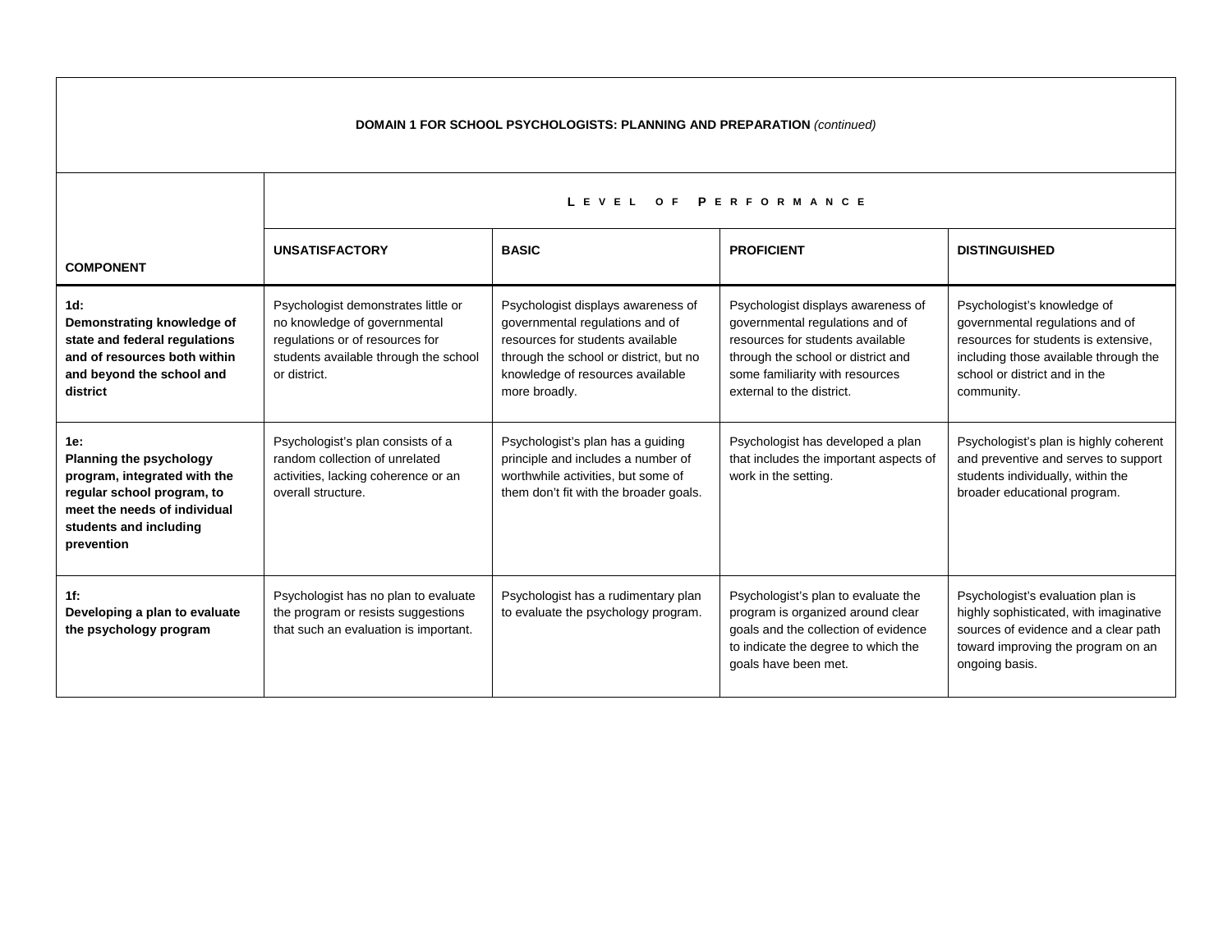**DOMAIN 1 FOR SCHOOL PSYCHOLOGISTS: PLANNING AND PREPARATION** *(continued)*

| | LEVEL OF PERFORMANCE | | | |
|---|---|---|---|---|
| **COMPONENT** | **UNSATISFACTORY** | **BASIC** | **PROFICIENT** | **DISTINGUISHED** |
| **1d: Demonstrating knowledge of state and federal regulations and of resources both within and beyond the school and district** | Psychologist demonstrates little or no knowledge of governmental regulations or of resources for students available through the school or district. | Psychologist displays awareness of governmental regulations and of resources for students available through the school or district, but no knowledge of resources available more broadly. | Psychologist displays awareness of governmental regulations and of resources for students available through the school or district and some familiarity with resources external to the district. | Psychologist's knowledge of governmental regulations and of resources for students is extensive, including those available through the school or district and in the community. |
| **1e: Planning the psychology program, integrated with the regular school program, to meet the needs of individual students and including prevention** | Psychologist's plan consists of a random collection of unrelated activities, lacking coherence or an overall structure. | Psychologist's plan has a guiding principle and includes a number of worthwhile activities, but some of them don't fit with the broader goals. | Psychologist has developed a plan that includes the important aspects of work in the setting. | Psychologist's plan is highly coherent and preventive and serves to support students individually, within the broader educational program. |
| **1f: Developing a plan to evaluate the psychology program** | Psychologist has no plan to evaluate the program or resists suggestions that such an evaluation is important. | Psychologist has a rudimentary plan to evaluate the psychology program. | Psychologist's plan to evaluate the program is organized around clear goals and the collection of evidence to indicate the degree to which the goals have been met. | Psychologist's evaluation plan is highly sophisticated, with imaginative sources of evidence and a clear path toward improving the program on an ongoing basis. |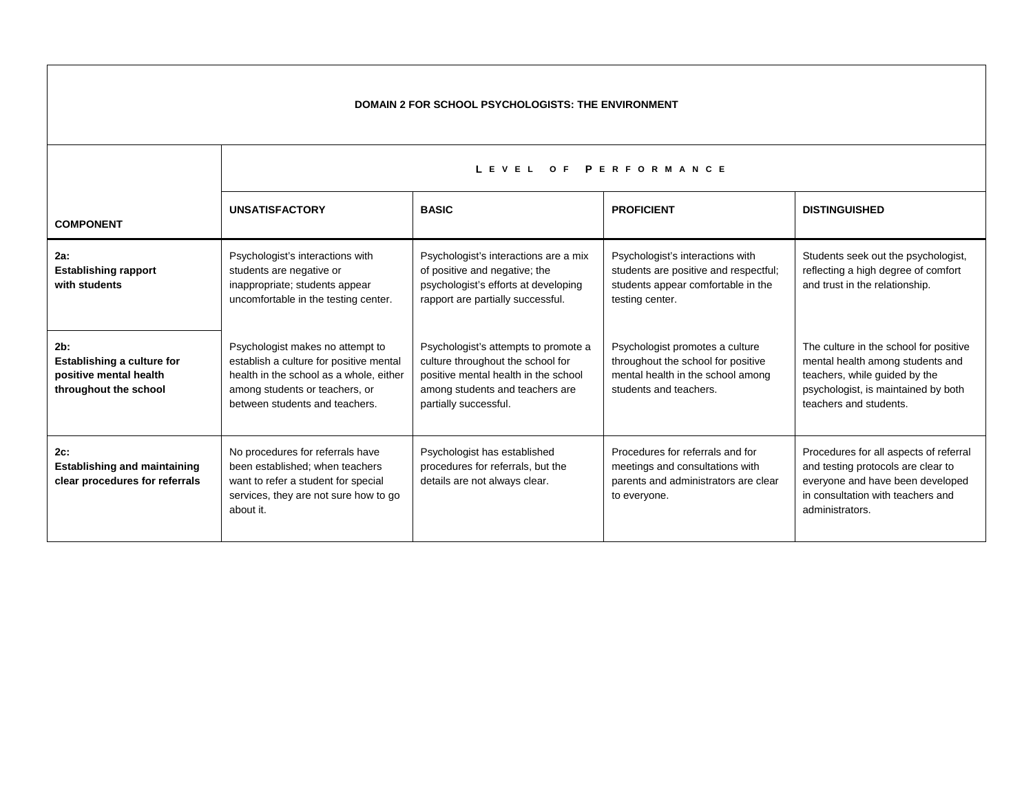## DOMAIN 2 FOR SCHOOL PSYCHOLOGISTS: THE ENVIRONMENT

| COMPONENT | LEVEL OF PERFORMANCE | | | |
|---|---|---|---|---|
| | **UNSATISFACTORY** | **BASIC** | **PROFICIENT** | **DISTINGUISHED** |
| **2a: Establishing rapport with students** | Psychologist's interactions with students are negative or inappropriate; students appear uncomfortable in the testing center. | Psychologist's interactions are a mix of positive and negative; the psychologist's efforts at developing rapport are partially successful. | Psychologist's interactions with students are positive and respectful; students appear comfortable in the testing center. | Students seek out the psychologist, reflecting a high degree of comfort and trust in the relationship. |
| **2b: Establishing a culture for positive mental health throughout the school** | Psychologist makes no attempt to establish a culture for positive mental health in the school as a whole, either among students or teachers, or between students and teachers. | Psychologist's attempts to promote a culture throughout the school for positive mental health in the school among students and teachers are partially successful. | Psychologist promotes a culture throughout the school for positive mental health in the school among students and teachers. | The culture in the school for positive mental health among students and teachers, while guided by the psychologist, is maintained by both teachers and students. |
| **2c: Establishing and maintaining clear procedures for referrals** | No procedures for referrals have been established; when teachers want to refer a student for special services, they are not sure how to go about it. | Psychologist has established procedures for referrals, but the details are not always clear. | Procedures for referrals and for meetings and consultations with parents and administrators are clear to everyone. | Procedures for all aspects of referral and testing protocols are clear to everyone and have been developed in consultation with teachers and administrators. |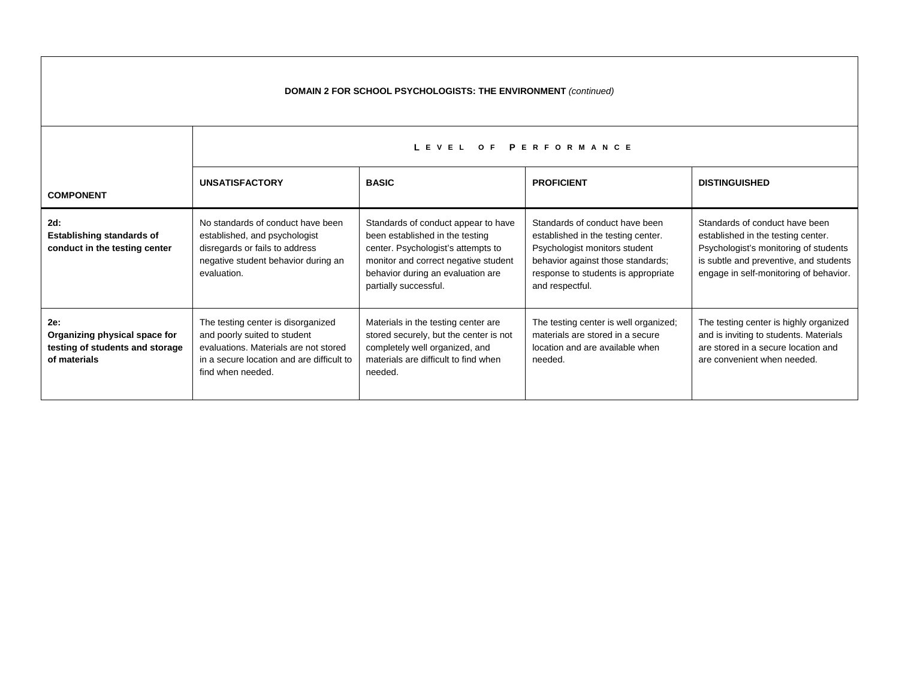**DOMAIN 2 FOR SCHOOL PSYCHOLOGISTS: THE ENVIRONMENT** *(continued)*

| COMPONENT | LEVEL OF PERFORMANCE | | | |
|---|---|---|---|---|
| | **UNSATISFACTORY** | **BASIC** | **PROFICIENT** | **DISTINGUISHED** |
| **2d: Establishing standards of conduct in the testing center** | No standards of conduct have been established, and psychologist disregards or fails to address negative student behavior during an evaluation. | Standards of conduct appear to have been established in the testing center. Psychologist's attempts to monitor and correct negative student behavior during an evaluation are partially successful. | Standards of conduct have been established in the testing center. Psychologist monitors student behavior against those standards; response to students is appropriate and respectful. | Standards of conduct have been established in the testing center. Psychologist's monitoring of students is subtle and preventive, and students engage in self-monitoring of behavior. |
| **2e: Organizing physical space for testing of students and storage of materials** | The testing center is disorganized and poorly suited to student evaluations. Materials are not stored in a secure location and are difficult to find when needed. | Materials in the testing center are stored securely, but the center is not completely well organized, and materials are difficult to find when needed. | The testing center is well organized; materials are stored in a secure location and are available when needed. | The testing center is highly organized and is inviting to students. Materials are stored in a secure location and are convenient when needed. |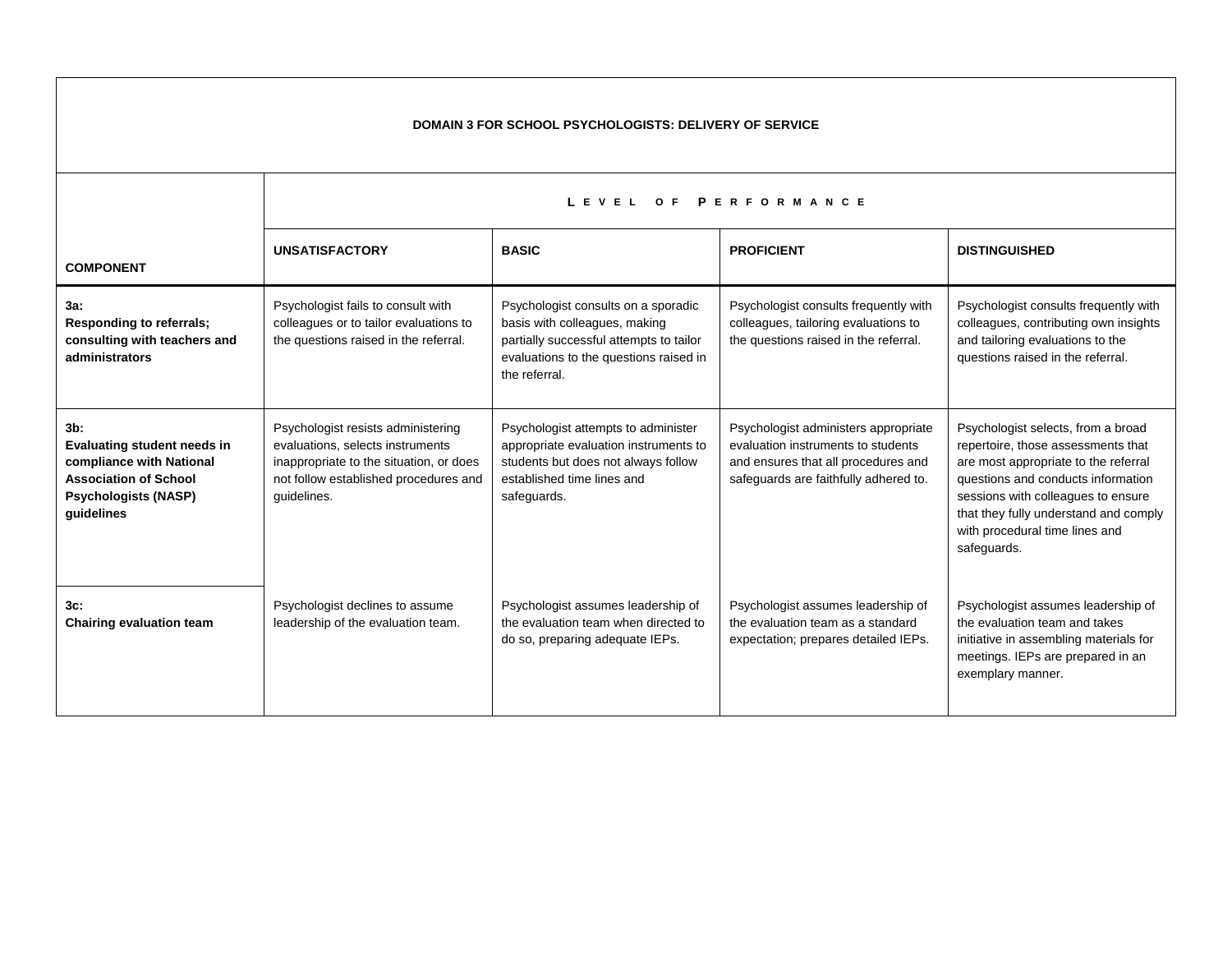| DOMAIN 3 FOR SCHOOL PSYCHOLOGISTS: DELIVERY OF SERVICE | | | | |
|---|---|---|---|---|
| | LEVEL OF PERFORMANCE | | | |
| **COMPONENT** | **UNSATISFACTORY** | **BASIC** | **PROFICIENT** | **DISTINGUISHED** |
| **3a: Responding to referrals; consulting with teachers and administrators** | Psychologist fails to consult with colleagues or to tailor evaluations to the questions raised in the referral. | Psychologist consults on a sporadic basis with colleagues, making partially successful attempts to tailor evaluations to the questions raised in the referral. | Psychologist consults frequently with colleagues, tailoring evaluations to the questions raised in the referral. | Psychologist consults frequently with colleagues, contributing own insights and tailoring evaluations to the questions raised in the referral. |
| **3b: Evaluating student needs in compliance with National Association of School Psychologists (NASP) guidelines** | Psychologist resists administering evaluations, selects instruments inappropriate to the situation, or does not follow established procedures and guidelines. | Psychologist attempts to administer appropriate evaluation instruments to students but does not always follow established time lines and safeguards. | Psychologist administers appropriate evaluation instruments to students and ensures that all procedures and safeguards are faithfully adhered to. | Psychologist selects, from a broad repertoire, those assessments that are most appropriate to the referral questions and conducts information sessions with colleagues to ensure that they fully understand and comply with procedural time lines and safeguards. |
| **3c: Chairing evaluation team** | Psychologist declines to assume leadership of the evaluation team. | Psychologist assumes leadership of the evaluation team when directed to do so, preparing adequate IEPs. | Psychologist assumes leadership of the evaluation team as a standard expectation; prepares detailed IEPs. | Psychologist assumes leadership of the evaluation team and takes initiative in assembling materials for meetings. IEPs are prepared in an exemplary manner. |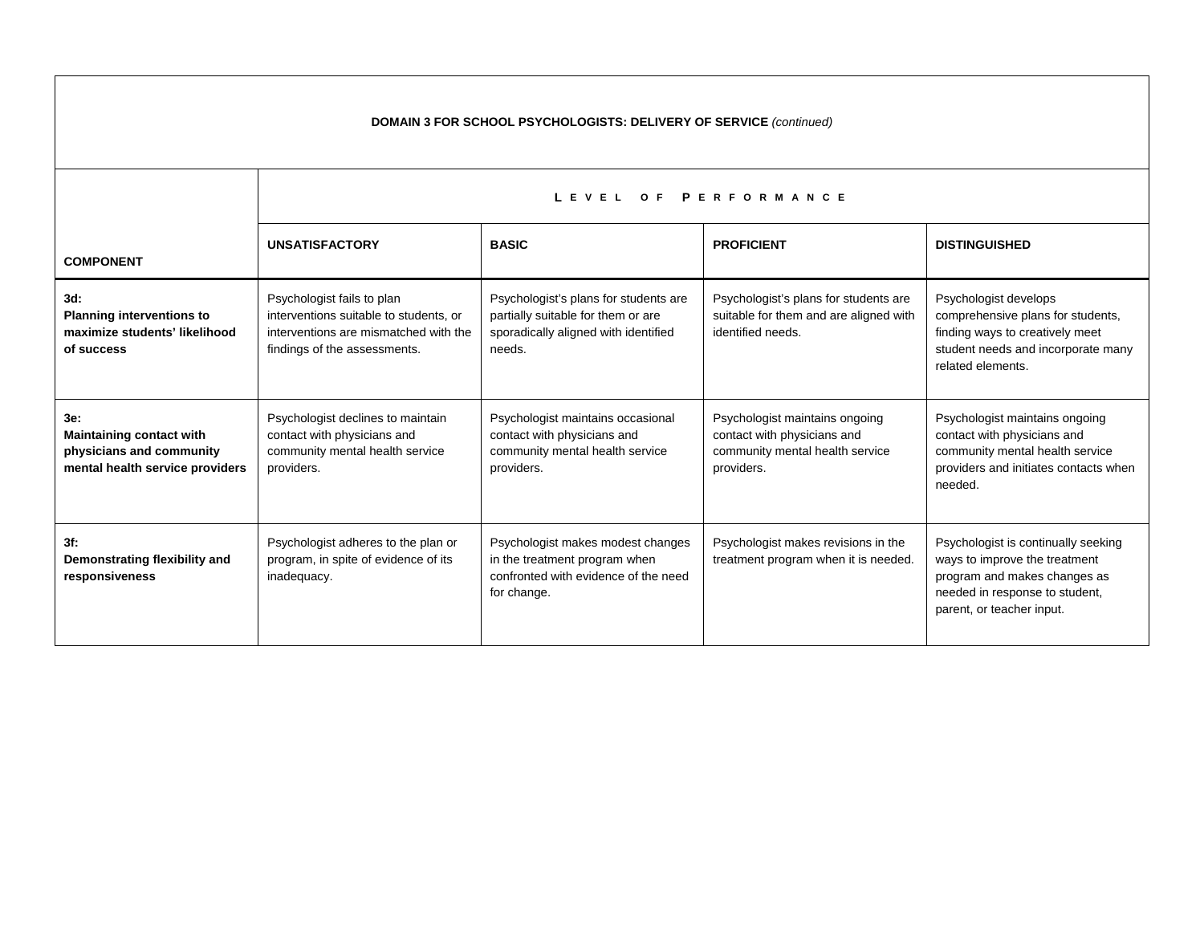**DOMAIN 3 FOR SCHOOL PSYCHOLOGISTS: DELIVERY OF SERVICE** *(continued)*

| COMPONENT | LEVEL OF PERFORMANCE | | | |
|---|---|---|---|---|
| | **UNSATISFACTORY** | **BASIC** | **PROFICIENT** | **DISTINGUISHED** |
| **3d: Planning interventions to maximize students' likelihood of success** | Psychologist fails to plan interventions suitable to students, or interventions are mismatched with the findings of the assessments. | Psychologist's plans for students are partially suitable for them or are sporadically aligned with identified needs. | Psychologist's plans for students are suitable for them and are aligned with identified needs. | Psychologist develops comprehensive plans for students, finding ways to creatively meet student needs and incorporate many related elements. |
| **3e: Maintaining contact with physicians and community mental health service providers** | Psychologist declines to maintain contact with physicians and community mental health service providers. | Psychologist maintains occasional contact with physicians and community mental health service providers. | Psychologist maintains ongoing contact with physicians and community mental health service providers. | Psychologist maintains ongoing contact with physicians and community mental health service providers and initiates contacts when needed. |
| **3f: Demonstrating flexibility and responsiveness** | Psychologist adheres to the plan or program, in spite of evidence of its inadequacy. | Psychologist makes modest changes in the treatment program when confronted with evidence of the need for change. | Psychologist makes revisions in the treatment program when it is needed. | Psychologist is continually seeking ways to improve the treatment program and makes changes as needed in response to student, parent, or teacher input. |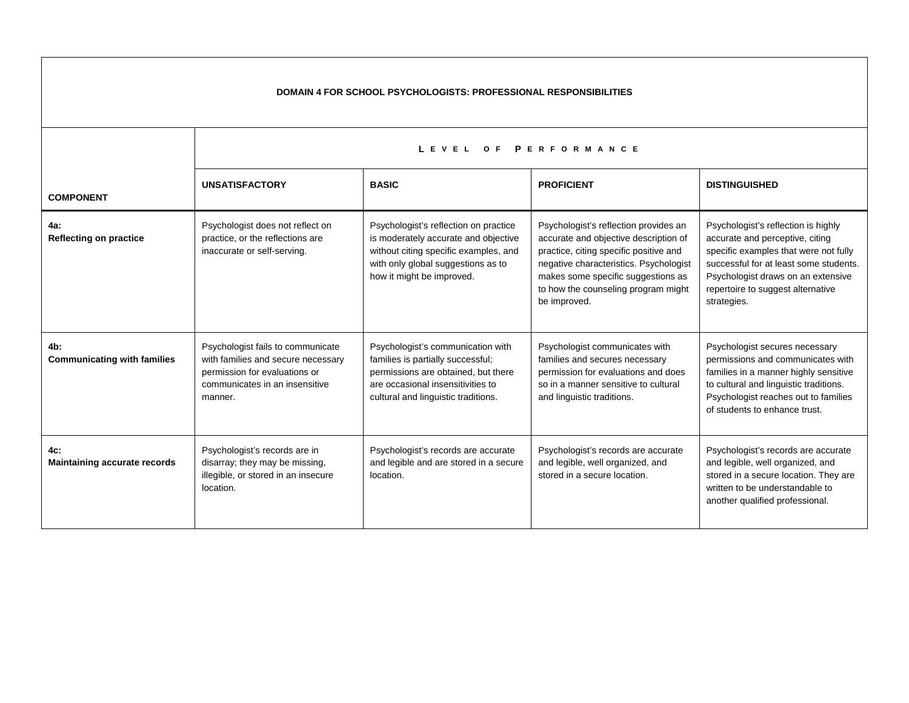| DOMAIN 4 FOR SCHOOL PSYCHOLOGISTS: PROFESSIONAL RESPONSIBILITIES | | | | |
|---|---|---|---|---|
| | LEVEL OF PERFORMANCE | | | |
| **COMPONENT** | **UNSATISFACTORY** | **BASIC** | **PROFICIENT** | **DISTINGUISHED** |
| **4a:** **Reflecting on practice** | Psychologist does not reflect on practice, or the reflections are inaccurate or self-serving. | Psychologist's reflection on practice is moderately accurate and objective without citing specific examples, and with only global suggestions as to how it might be improved. | Psychologist's reflection provides an accurate and objective description of practice, citing specific positive and negative characteristics. Psychologist makes some specific suggestions as to how the counseling program might be improved. | Psychologist's reflection is highly accurate and perceptive, citing specific examples that were not fully successful for at least some students. Psychologist draws on an extensive repertoire to suggest alternative strategies. |
| **4b:** **Communicating with families** | Psychologist fails to communicate with families and secure necessary permission for evaluations or communicates in an insensitive manner. | Psychologist's communication with families is partially successful; permissions are obtained, but there are occasional insensitivities to cultural and linguistic traditions. | Psychologist communicates with families and secures necessary permission for evaluations and does so in a manner sensitive to cultural and linguistic traditions. | Psychologist secures necessary permissions and communicates with families in a manner highly sensitive to cultural and linguistic traditions. Psychologist reaches out to families of students to enhance trust. |
| **4c:** **Maintaining accurate records** | Psychologist's records are in disarray; they may be missing, illegible, or stored in an insecure location. | Psychologist's records are accurate and legible and are stored in a secure location. | Psychologist's records are accurate and legible, well organized, and stored in a secure location. | Psychologist's records are accurate and legible, well organized, and stored in a secure location. They are written to be understandable to another qualified professional. |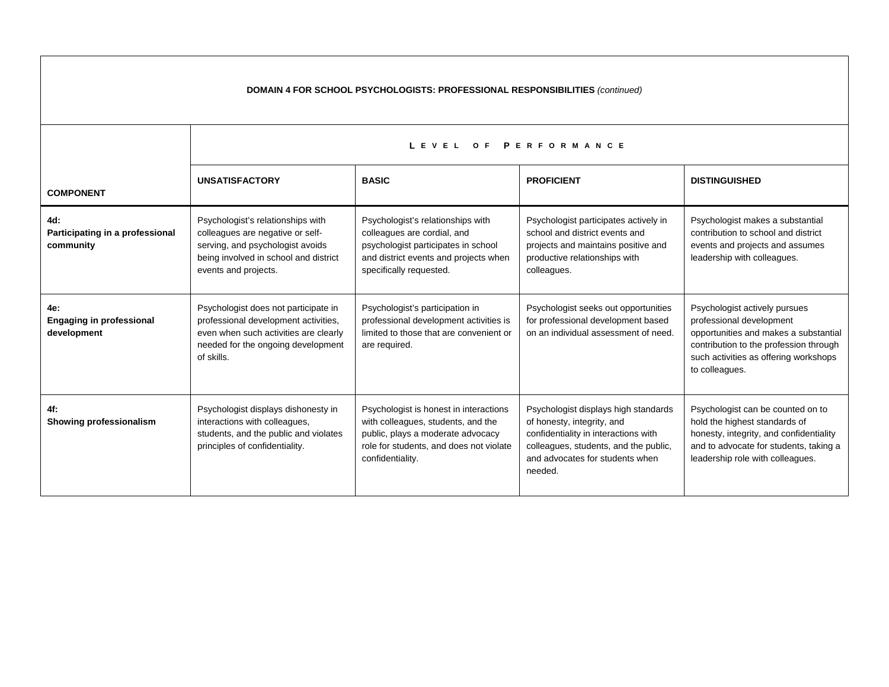**DOMAIN 4 FOR SCHOOL PSYCHOLOGISTS: PROFESSIONAL RESPONSIBILITIES** *(continued)*

| | LEVEL OF PERFORMANCE | | | |
|---|---|---|---|---|
| **COMPONENT** | **UNSATISFACTORY** | **BASIC** | **PROFICIENT** | **DISTINGUISHED** |
| **4d: Participating in a professional community** | Psychologist's relationships with colleagues are negative or self-serving, and psychologist avoids being involved in school and district events and projects. | Psychologist's relationships with colleagues are cordial, and psychologist participates in school and district events and projects when specifically requested. | Psychologist participates actively in school and district events and projects and maintains positive and productive relationships with colleagues. | Psychologist makes a substantial contribution to school and district events and projects and assumes leadership with colleagues. |
| **4e: Engaging in professional development** | Psychologist does not participate in professional development activities, even when such activities are clearly needed for the ongoing development of skills. | Psychologist's participation in professional development activities is limited to those that are convenient or are required. | Psychologist seeks out opportunities for professional development based on an individual assessment of need. | Psychologist actively pursues professional development opportunities and makes a substantial contribution to the profession through such activities as offering workshops to colleagues. |
| **4f: Showing professionalism** | Psychologist displays dishonesty in interactions with colleagues, students, and the public and violates principles of confidentiality. | Psychologist is honest in interactions with colleagues, students, and the public, plays a moderate advocacy role for students, and does not violate confidentiality. | Psychologist displays high standards of honesty, integrity, and confidentiality in interactions with colleagues, students, and the public, and advocates for students when needed. | Psychologist can be counted on to hold the highest standards of honesty, integrity, and confidentiality and to advocate for students, taking a leadership role with colleagues. |